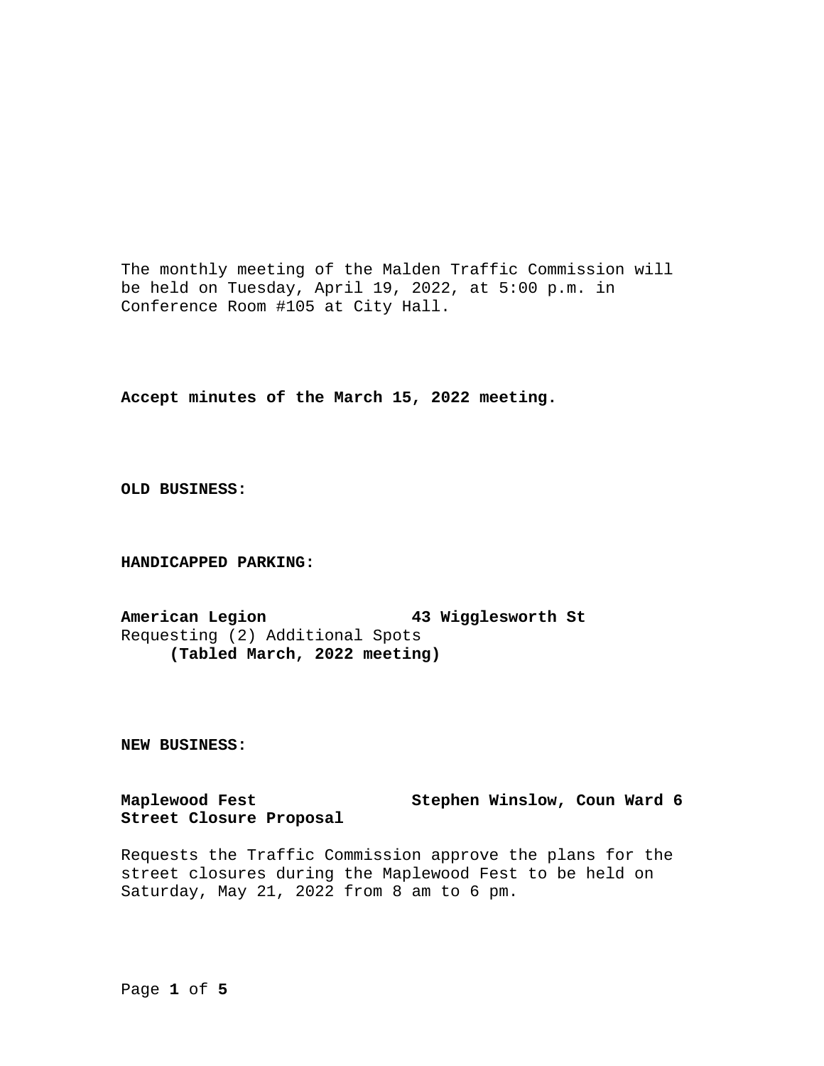The monthly meeting of the Malden Traffic Commission will be held on Tuesday, April 19, 2022, at 5:00 p.m. in Conference Room #105 at City Hall.

**Accept minutes of the March 15, 2022 meeting.**

**OLD BUSINESS:**

**HANDICAPPED PARKING:**

**American Legion** **43 Wigglesworth St**
Requesting (2) Additional Spots
**(Tabled March, 2022 meeting)**

**NEW BUSINESS:**

**Maplewood Fest** **Stephen Winslow, Coun Ward 6**
**Street Closure Proposal**

Requests the Traffic Commission approve the plans for the street closures during the Maplewood Fest to be held on Saturday, May 21, 2022 from 8 am to 6 pm.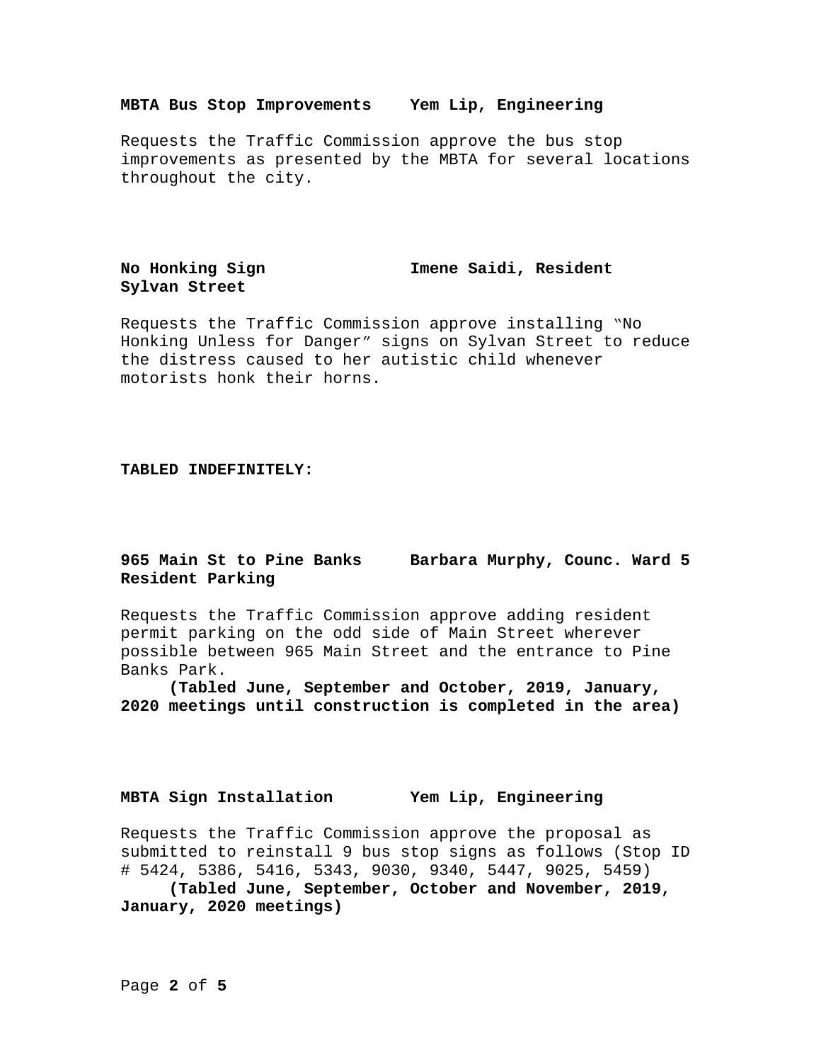**MBTA Bus Stop Improvements    Yem Lip, Engineering**

Requests the Traffic Commission approve the bus stop improvements as presented by the MBTA for several locations throughout the city.

**No Honking Sign    Imene Saidi, Resident**
**Sylvan Street**

Requests the Traffic Commission approve installing "No Honking Unless for Danger" signs on Sylvan Street to reduce the distress caused to her autistic child whenever motorists honk their horns.

**TABLED INDEFINITELY:**

**965 Main St to Pine Banks    Barbara Murphy, Counc. Ward 5**
**Resident Parking**

Requests the Traffic Commission approve adding resident permit parking on the odd side of Main Street wherever possible between 965 Main Street and the entrance to Pine Banks Park.

**(Tabled June, September and October, 2019, January, 2020 meetings until construction is completed in the area)**

**MBTA Sign Installation    Yem Lip, Engineering**

Requests the Traffic Commission approve the proposal as submitted to reinstall 9 bus stop signs as follows (Stop ID # 5424, 5386, 5416, 5343, 9030, 9340, 5447, 9025, 5459)

**(Tabled June, September, October and November, 2019, January, 2020 meetings)**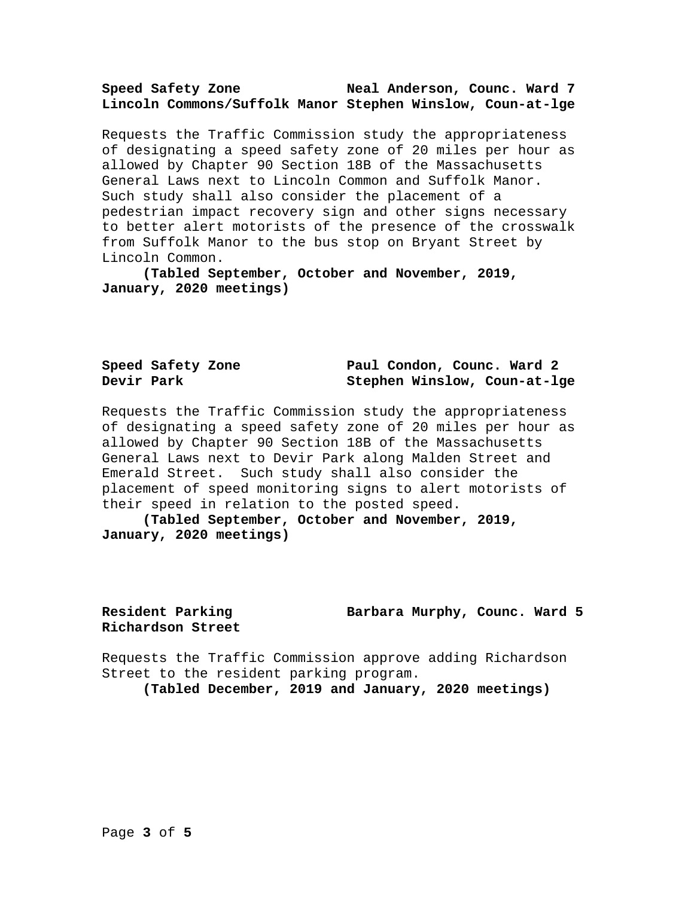**Speed Safety Zone** **Neal Anderson, Counc. Ward 7**
**Lincoln Commons/Suffolk Manor** **Stephen Winslow, Coun-at-lge**

Requests the Traffic Commission study the appropriateness of designating a speed safety zone of 20 miles per hour as allowed by Chapter 90 Section 18B of the Massachusetts General Laws next to Lincoln Common and Suffolk Manor. Such study shall also consider the placement of a pedestrian impact recovery sign and other signs necessary to better alert motorists of the presence of the crosswalk from Suffolk Manor to the bus stop on Bryant Street by Lincoln Common.

**(Tabled September, October and November, 2019, January, 2020 meetings)**

**Speed Safety Zone** **Paul Condon, Counc. Ward 2**
**Devir Park** **Stephen Winslow, Coun-at-lge**

Requests the Traffic Commission study the appropriateness of designating a speed safety zone of 20 miles per hour as allowed by Chapter 90 Section 18B of the Massachusetts General Laws next to Devir Park along Malden Street and Emerald Street. Such study shall also consider the placement of speed monitoring signs to alert motorists of their speed in relation to the posted speed.

**(Tabled September, October and November, 2019, January, 2020 meetings)**

**Resident Parking** **Barbara Murphy, Counc. Ward 5**
**Richardson Street**

Requests the Traffic Commission approve adding Richardson Street to the resident parking program.

**(Tabled December, 2019 and January, 2020 meetings)**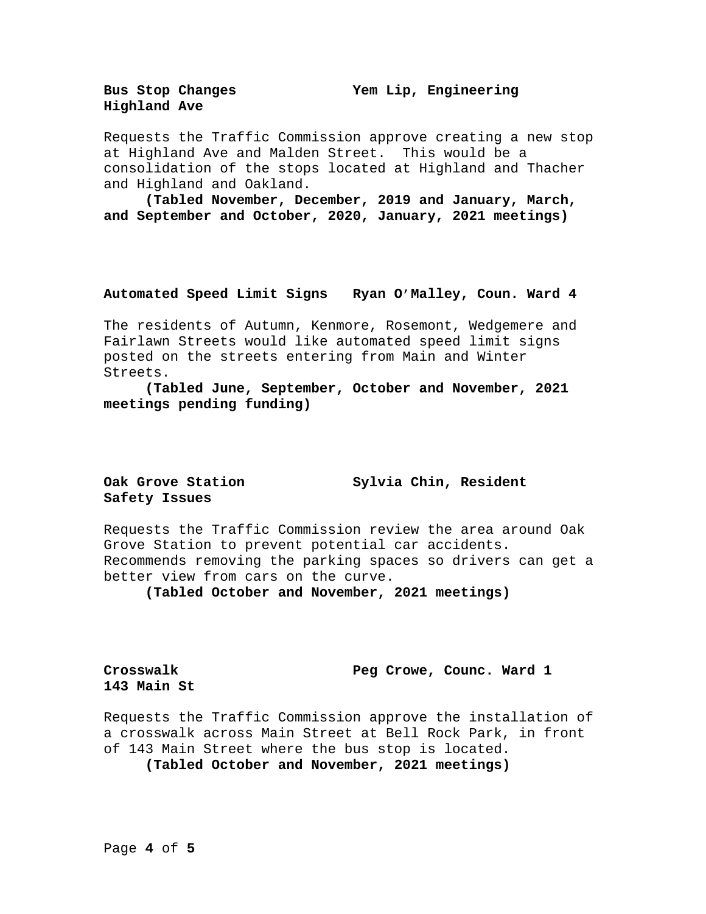**Bus Stop Changes** **Yem Lip, Engineering**
**Highland Ave**

Requests the Traffic Commission approve creating a new stop at Highland Ave and Malden Street. This would be a consolidation of the stops located at Highland and Thacher and Highland and Oakland.

**(Tabled November, December, 2019 and January, March, and September and October, 2020, January, 2021 meetings)**

**Automated Speed Limit Signs** **Ryan O'Malley, Coun. Ward 4**

The residents of Autumn, Kenmore, Rosemont, Wedgemere and Fairlawn Streets would like automated speed limit signs posted on the streets entering from Main and Winter Streets.

**(Tabled June, September, October and November, 2021 meetings pending funding)**

**Oak Grove Station** **Sylvia Chin, Resident**
**Safety Issues**

Requests the Traffic Commission review the area around Oak Grove Station to prevent potential car accidents. Recommends removing the parking spaces so drivers can get a better view from cars on the curve.

**(Tabled October and November, 2021 meetings)**

**Crosswalk** **Peg Crowe, Counc. Ward 1**
**143 Main St**

Requests the Traffic Commission approve the installation of a crosswalk across Main Street at Bell Rock Park, in front of 143 Main Street where the bus stop is located.

**(Tabled October and November, 2021 meetings)**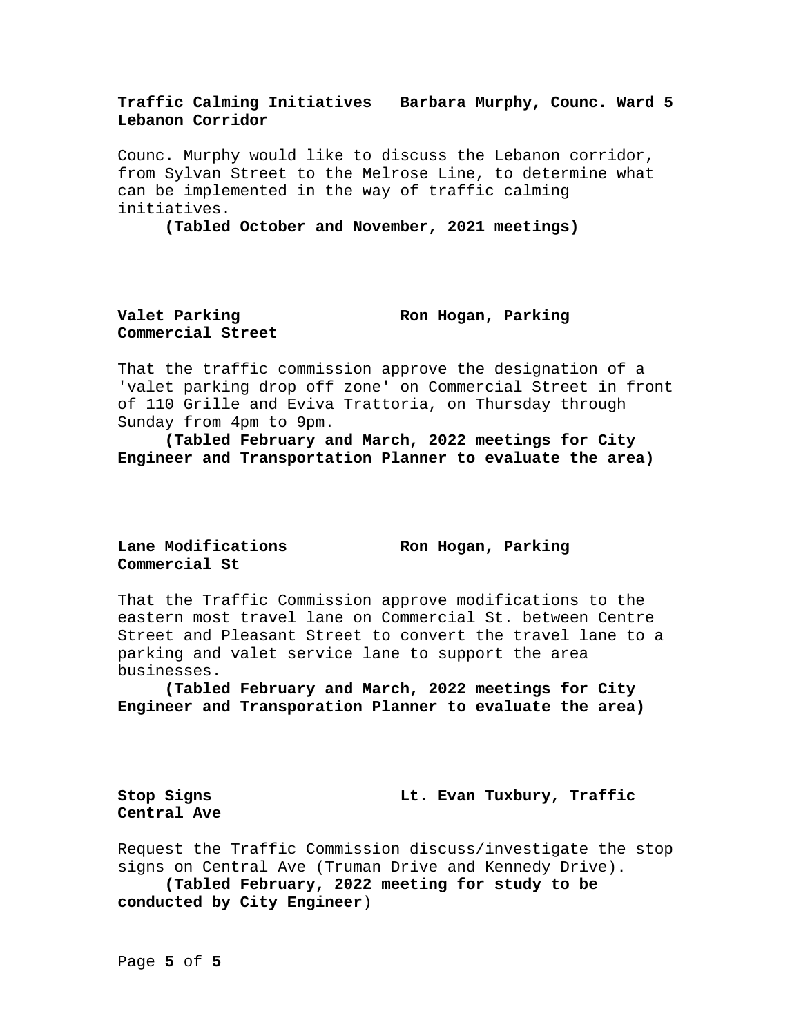**Traffic Calming Initiatives   Barbara Murphy, Counc. Ward 5**
**Lebanon Corridor**

Counc. Murphy would like to discuss the Lebanon corridor, from Sylvan Street to the Melrose Line, to determine what can be implemented in the way of traffic calming initiatives.

**(Tabled October and November, 2021 meetings)**

**Valet Parking   Ron Hogan, Parking**
**Commercial Street**

That the traffic commission approve the designation of a 'valet parking drop off zone' on Commercial Street in front of 110 Grille and Eviva Trattoria, on Thursday through Sunday from 4pm to 9pm.

**(Tabled February and March, 2022 meetings for City Engineer and Transportation Planner to evaluate the area)**

**Lane Modifications   Ron Hogan, Parking**
**Commercial St**

That the Traffic Commission approve modifications to the eastern most travel lane on Commercial St. between Centre Street and Pleasant Street to convert the travel lane to a parking and valet service lane to support the area businesses.

**(Tabled February and March, 2022 meetings for City Engineer and Transporation Planner to evaluate the area)**

**Stop Signs   Lt. Evan Tuxbury, Traffic**
**Central Ave**

Request the Traffic Commission discuss/investigate the stop signs on Central Ave (Truman Drive and Kennedy Drive).

**(Tabled February, 2022 meeting for study to be conducted by City Engineer**)